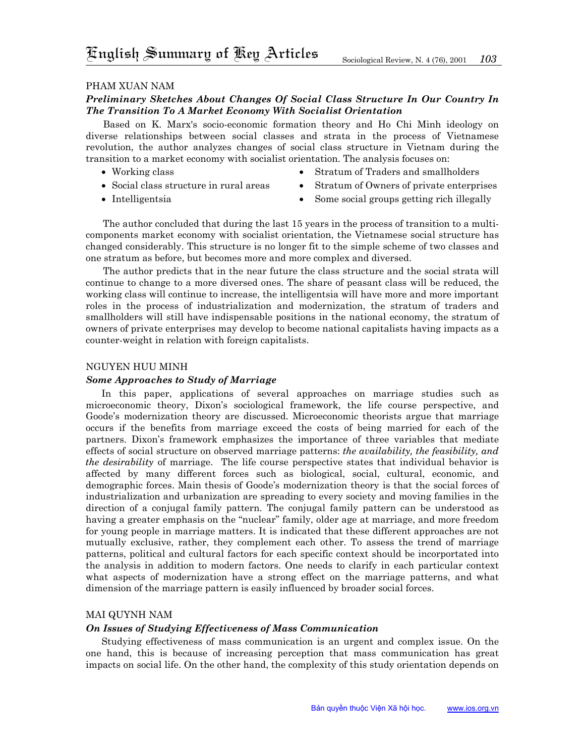# English Summary of Key Articles

PHAM XUAN NAM

***Preliminary Sketches About Changes Of Social Class Structure In Our Country In The Transition To A Market Economy With Socialist Orientation***

Based on K. Marx's socio-economic formation theory and Ho Chi Minh ideology on diverse relationships between social classes and strata in the process of Vietnamese revolution, the author analyzes changes of social class structure in Vietnam during the transition to a market economy with socialist orientation. The analysis focuses on:

- Working class
- Social class structure in rural areas
- Intelligentsia
- Stratum of Traders and smallholders
- Stratum of Owners of private enterprises
- Some social groups getting rich illegally

The author concluded that during the last 15 years in the process of transition to a multi-components market economy with socialist orientation, the Vietnamese social structure has changed considerably. This structure is no longer fit to the simple scheme of two classes and one stratum as before, but becomes more and more complex and diversed.

The author predicts that in the near future the class structure and the social strata will continue to change to a more diversed ones. The share of peasant class will be reduced, the working class will continue to increase, the intelligentsia will have more and more important roles in the process of industrialization and modernization, the stratum of traders and smallholders will still have indispensable positions in the national economy, the stratum of owners of private enterprises may develop to become national capitalists having impacts as a counter-weight in relation with foreign capitalists.

NGUYEN HUU MINH

***Some Approaches to Study of Marriage***

In this paper, applications of several approaches on marriage studies such as microeconomic theory, Dixon's sociological framework, the life course perspective, and Goode's modernization theory are discussed. Microeconomic theorists argue that marriage occurs if the benefits from marriage exceed the costs of being married for each of the partners. Dixon's framework emphasizes the importance of three variables that mediate effects of social structure on observed marriage patterns: *the availability, the feasibility, and the desirability* of marriage. The life course perspective states that individual behavior is affected by many different forces such as biological, social, cultural, economic, and demographic forces. Main thesis of Goode's modernization theory is that the social forces of industrialization and urbanization are spreading to every society and moving families in the direction of a conjugal family pattern. The conjugal family pattern can be understood as having a greater emphasis on the "nuclear" family, older age at marriage, and more freedom for young people in marriage matters. It is indicated that these different approaches are not mutually exclusive, rather, they complement each other. To assess the trend of marriage patterns, political and cultural factors for each specific context should be incorportated into the analysis in addition to modern factors. One needs to clarify in each particular context what aspects of modernization have a strong effect on the marriage patterns, and what dimension of the marriage pattern is easily influenced by broader social forces.

MAI QUYNH NAM

***On Issues of Studying Effectiveness of Mass Communication***

Studying effectiveness of mass communication is an urgent and complex issue. On the one hand, this is because of increasing perception that mass communication has great impacts on social life. On the other hand, the complexity of this study orientation depends on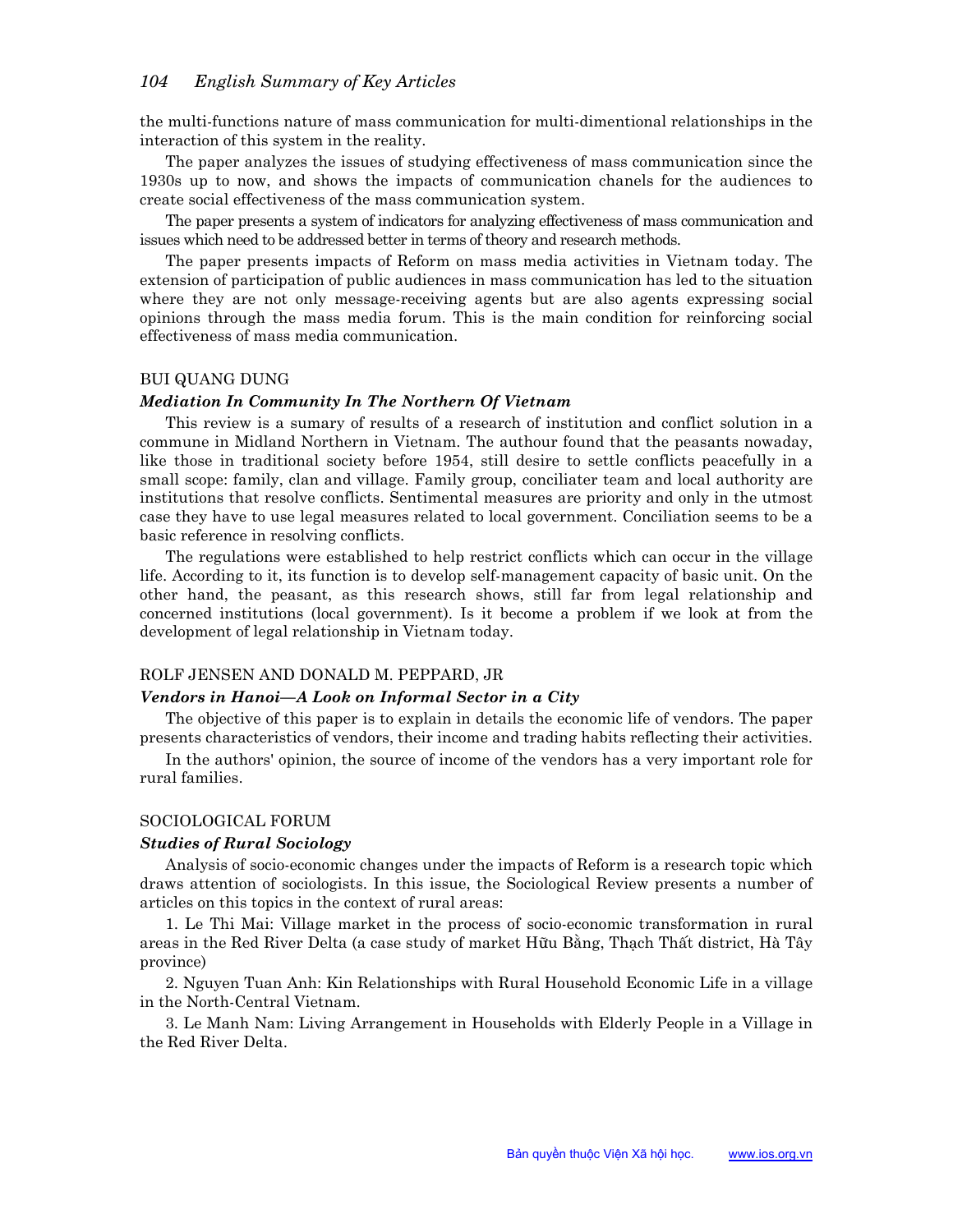the multi-functions nature of mass communication for multi-dimentional relationships in the interaction of this system in the reality.

The paper analyzes the issues of studying effectiveness of mass communication since the 1930s up to now, and shows the impacts of communication chanels for the audiences to create social effectiveness of the mass communication system.

The paper presents a system of indicators for analyzing effectiveness of mass communication and issues which need to be addressed better in terms of theory and research methods.

The paper presents impacts of Reform on mass media activities in Vietnam today. The extension of participation of public audiences in mass communication has led to the situation where they are not only message-receiving agents but are also agents expressing social opinions through the mass media forum. This is the main condition for reinforcing social effectiveness of mass media communication.

BUI QUANG DUNG

***Mediation In Community In The Northern Of Vietnam***

This review is a sumary of results of a research of institution and conflict solution in a commune in Midland Northern in Vietnam. The authour found that the peasants nowaday, like those in traditional society before 1954, still desire to settle conflicts peacefully in a small scope: family, clan and village. Family group, conciliater team and local authority are institutions that resolve conflicts. Sentimental measures are priority and only in the utmost case they have to use legal measures related to local government. Conciliation seems to be a basic reference in resolving conflicts.

The regulations were established to help restrict conflicts which can occur in the village life. According to it, its function is to develop self-management capacity of basic unit. On the other hand, the peasant, as this research shows, still far from legal relationship and concerned institutions (local government). Is it become a problem if we look at from the development of legal relationship in Vietnam today.

ROLF JENSEN AND DONALD M. PEPPARD, JR

***Vendors in Hanoi—A Look on Informal Sector in a City***

The objective of this paper is to explain in details the economic life of vendors. The paper presents characteristics of vendors, their income and trading habits reflecting their activities.

In the authors' opinion, the source of income of the vendors has a very important role for rural families.

SOCIOLOGICAL FORUM

***Studies of Rural Sociology***

Analysis of socio-economic changes under the impacts of Reform is a research topic which draws attention of sociologists. In this issue, the Sociological Review presents a number of articles on this topics in the context of rural areas:

1. Le Thi Mai: Village market in the process of socio-economic transformation in rural areas in the Red River Delta (a case study of market Hữu Bằng, Thạch Thất district, Hà Tây province)

2. Nguyen Tuan Anh: Kin Relationships with Rural Household Economic Life in a village in the North-Central Vietnam.

3. Le Manh Nam: Living Arrangement in Households with Elderly People in a Village in the Red River Delta.